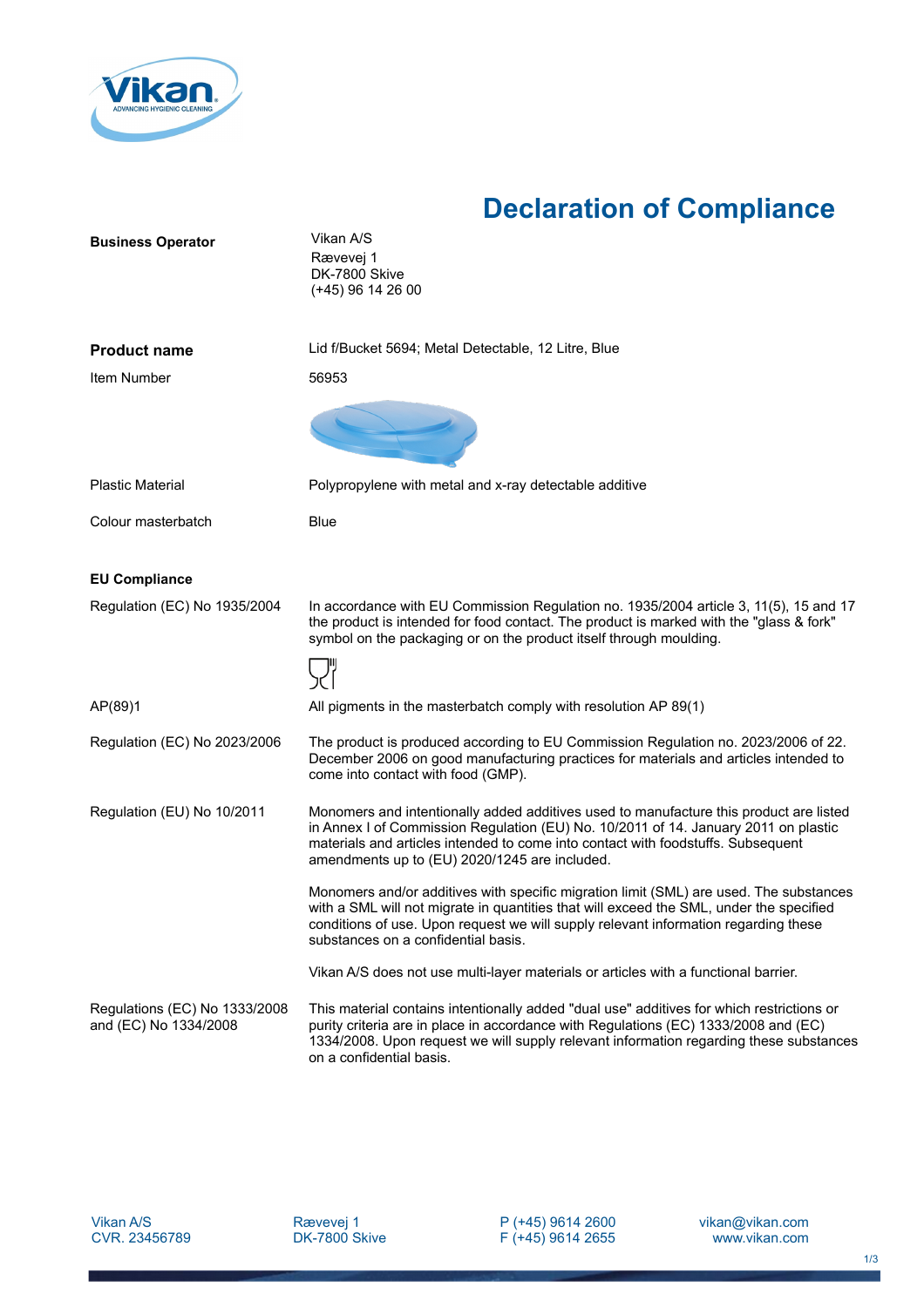# Declaration of Compliance

| | |
|---|---|
| **Business Operator** | Vikan A/S<br>Rævevej 1<br>DK-7800 Skive<br>(+45) 96 14 26 00 |
| **Product name** | Lid f/Bucket 5694; Metal Detectable, 12 Litre, Blue |
| Item Number | 56953 |
| Plastic Material | Polypropylene with metal and x-ray detectable additive |
| Colour masterbatch | Blue |

**EU Compliance**

| | |
|---|---|
| Regulation (EC) No 1935/2004 | In accordance with EU Commission Regulation no. 1935/2004 article 3, 11(5), 15 and 17 the product is intended for food contact. The product is marked with the "glass & fork" symbol on the packaging or on the product itself through moulding. |
| AP(89)1 | All pigments in the masterbatch comply with resolution AP 89(1) |
| Regulation (EC) No 2023/2006 | The product is produced according to EU Commission Regulation no. 2023/2006 of 22. December 2006 on good manufacturing practices for materials and articles intended to come into contact with food (GMP). |
| Regulation (EU) No 10/2011 | Monomers and intentionally added additives used to manufacture this product are listed in Annex I of Commission Regulation (EU) No. 10/2011 of 14. January 2011 on plastic materials and articles intended to come into contact with foodstuffs. Subsequent amendments up to (EU) 2020/1245 are included.<br><br>Monomers and/or additives with specific migration limit (SML) are used. The substances with a SML will not migrate in quantities that will exceed the SML, under the specified conditions of use. Upon request we will supply relevant information regarding these substances on a confidential basis.<br><br>Vikan A/S does not use multi-layer materials or articles with a functional barrier. |
| Regulations (EC) No 1333/2008 and (EC) No 1334/2008 | This material contains intentionally added "dual use" additives for which restrictions or purity criteria are in place in accordance with Regulations (EC) 1333/2008 and (EC) 1334/2008. Upon request we will supply relevant information regarding these substances on a confidential basis. |

Vikan A/S
CVR. 23456789

Rævevej 1
DK-7800 Skive

P (+45) 9614 2600
F (+45) 9614 2655

vikan@vikan.com
www.vikan.com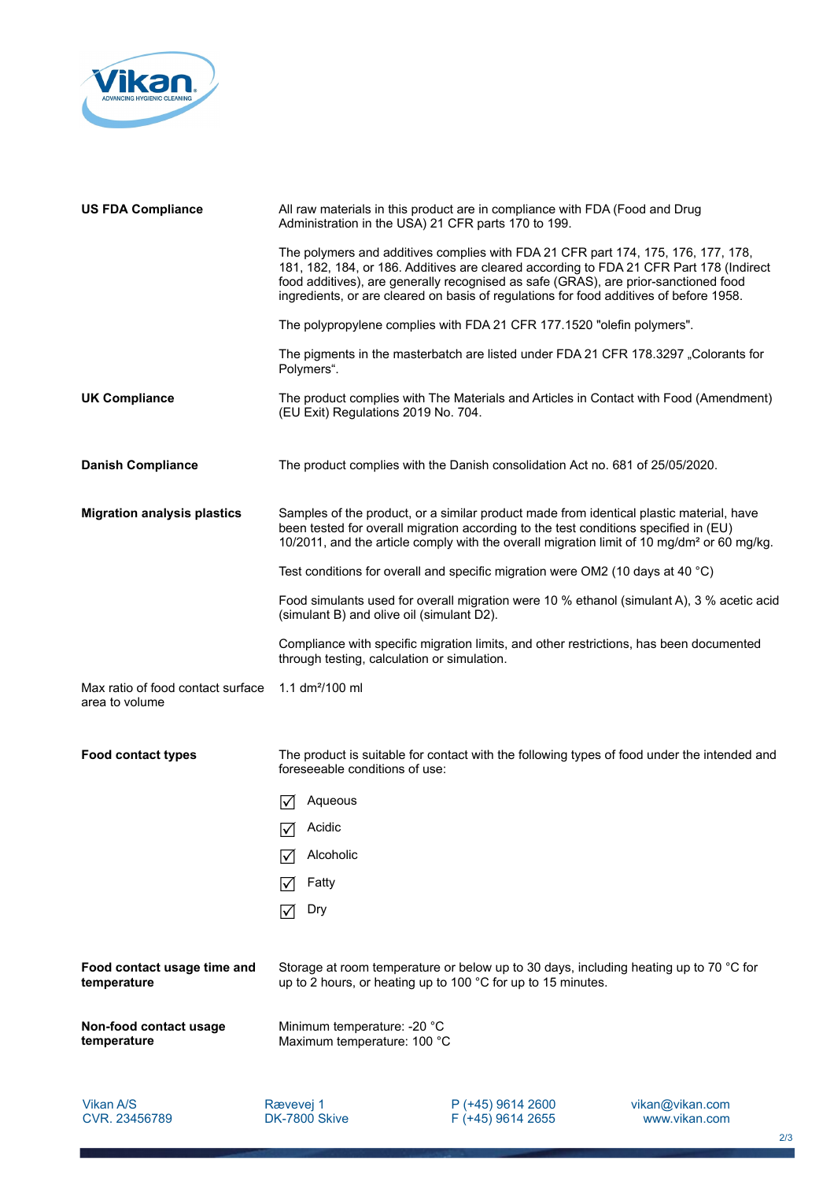**US FDA Compliance**

All raw materials in this product are in compliance with FDA (Food and Drug Administration in the USA) 21 CFR parts 170 to 199.

The polymers and additives complies with FDA 21 CFR part 174, 175, 176, 177, 178, 181, 182, 184, or 186. Additives are cleared according to FDA 21 CFR Part 178 (Indirect food additives), are generally recognised as safe (GRAS), are prior-sanctioned food ingredients, or are cleared on basis of regulations for food additives of before 1958.

The polypropylene complies with FDA 21 CFR 177.1520 "olefin polymers".

The pigments in the masterbatch are listed under FDA 21 CFR 178.3297 „Colorants for Polymers".

**UK Compliance**

The product complies with The Materials and Articles in Contact with Food (Amendment) (EU Exit) Regulations 2019 No. 704.

**Danish Compliance**

The product complies with the Danish consolidation Act no. 681 of 25/05/2020.

**Migration analysis plastics**

Samples of the product, or a similar product made from identical plastic material, have been tested for overall migration according to the test conditions specified in (EU) 10/2011, and the article comply with the overall migration limit of 10 mg/dm² or 60 mg/kg.

Test conditions for overall and specific migration were OM2 (10 days at 40 °C)

Food simulants used for overall migration were 10 % ethanol (simulant A), 3 % acetic acid (simulant B) and olive oil (simulant D2).

Compliance with specific migration limits, and other restrictions, has been documented through testing, calculation or simulation.

Max ratio of food contact surface area to volume: 1.1 dm²/100 ml

**Food contact types**

The product is suitable for contact with the following types of food under the intended and foreseeable conditions of use:

- ☑ Aqueous
- ☑ Acidic
- ☑ Alcoholic
- ☑ Fatty
- ☑ Dry

**Food contact usage time and temperature**

Storage at room temperature or below up to 30 days, including heating up to 70 °C for up to 2 hours, or heating up to 100 °C for up to 15 minutes.

**Non-food contact usage temperature**

Minimum temperature: -20 °C
Maximum temperature: 100 °C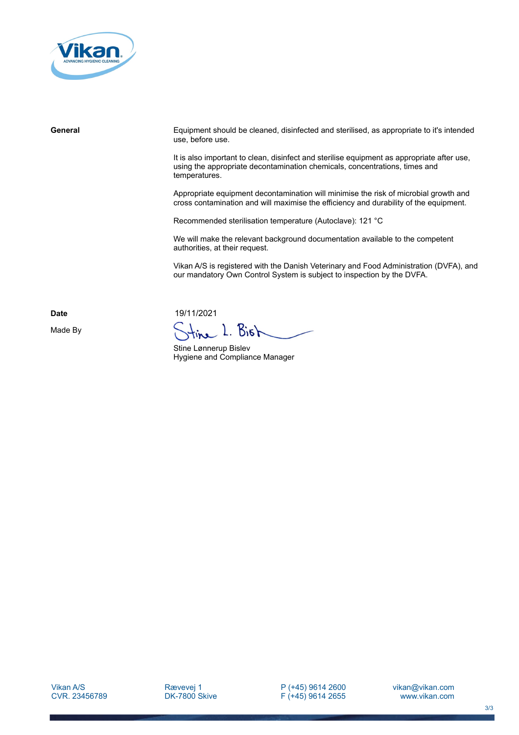**General**

Equipment should be cleaned, disinfected and sterilised, as appropriate to it's intended use, before use.

It is also important to clean, disinfect and sterilise equipment as appropriate after use, using the appropriate decontamination chemicals, concentrations, times and temperatures.

Appropriate equipment decontamination will minimise the risk of microbial growth and cross contamination and will maximise the efficiency and durability of the equipment.

Recommended sterilisation temperature (Autoclave): 121 °C

We will make the relevant background documentation available to the competent authorities, at their request.

Vikan A/S is registered with the Danish Veterinary and Food Administration (DVFA), and our mandatory Own Control System is subject to inspection by the DVFA.

**Date** 19/11/2021

Made By

Stine Lønnerup Bislev
Hygiene and Compliance Manager

Vikan A/S
CVR. 23456789

Rævevej 1
DK-7800 Skive

P (+45) 9614 2600
F (+45) 9614 2655

vikan@vikan.com
www.vikan.com